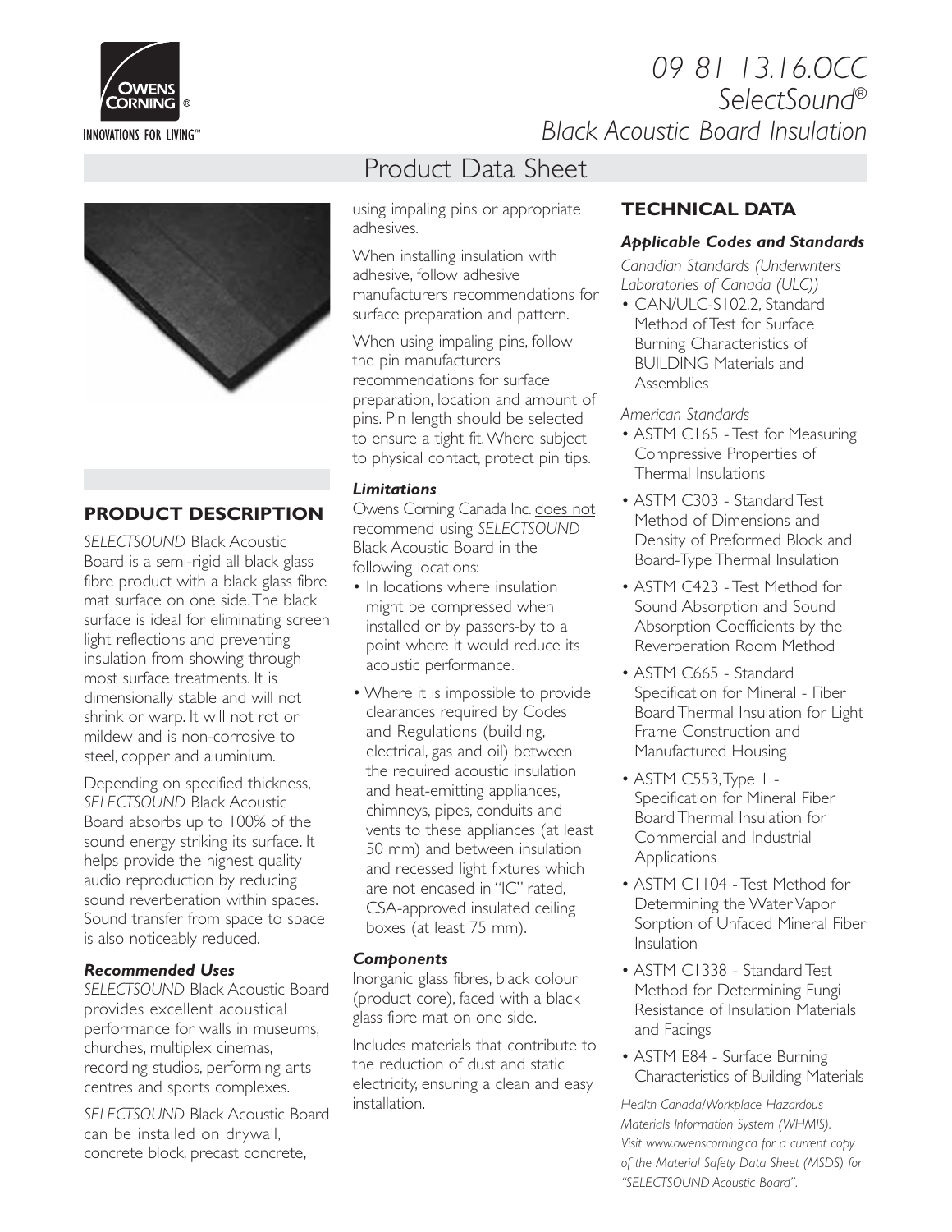# 09 81 13.16.OCC SelectSound® Black Acoustic Board Insulation

## Product Data Sheet

## PRODUCT DESCRIPTION

*SELECTSOUND* Black Acoustic Board is a semi-rigid all black glass fibre product with a black glass fibre mat surface on one side. The black surface is ideal for eliminating screen light reflections and preventing insulation from showing through most surface treatments. It is dimensionally stable and will not shrink or warp. It will not rot or mildew and is non-corrosive to steel, copper and aluminium.

Depending on specified thickness, *SELECTSOUND* Black Acoustic Board absorbs up to 100% of the sound energy striking its surface. It helps provide the highest quality audio reproduction by reducing sound reverberation within spaces. Sound transfer from space to space is also noticeably reduced.

### *Recommended Uses*

*SELECTSOUND* Black Acoustic Board provides excellent acoustical performance for walls in museums, churches, multiplex cinemas, recording studios, performing arts centres and sports complexes.

*SELECTSOUND* Black Acoustic Board can be installed on drywall, concrete block, precast concrete, using impaling pins or appropriate adhesives.

When installing insulation with adhesive, follow adhesive manufacturers recommendations for surface preparation and pattern.

When using impaling pins, follow the pin manufacturers recommendations for surface preparation, location and amount of pins. Pin length should be selected to ensure a tight fit. Where subject to physical contact, protect pin tips.

### *Limitations*

Owens Corning Canada Inc. does not recommend using *SELECTSOUND* Black Acoustic Board in the following locations:

- In locations where insulation might be compressed when installed or by passers-by to a point where it would reduce its acoustic performance.
- Where it is impossible to provide clearances required by Codes and Regulations (building, electrical, gas and oil) between the required acoustic insulation and heat-emitting appliances, chimneys, pipes, conduits and vents to these appliances (at least 50 mm) and between insulation and recessed light fixtures which are not encased in "IC" rated, CSA-approved insulated ceiling boxes (at least 75 mm).

### *Components*

Inorganic glass fibres, black colour (product core), faced with a black glass fibre mat on one side.

Includes materials that contribute to the reduction of dust and static electricity, ensuring a clean and easy installation.

## TECHNICAL DATA

### *Applicable Codes and Standards*

*Canadian Standards (Underwriters Laboratories of Canada (ULC))*

- CAN/ULC-S102.2, Standard Method of Test for Surface Burning Characteristics of BUILDING Materials and Assemblies

*American Standards*

- ASTM C165 - Test for Measuring Compressive Properties of Thermal Insulations
- ASTM C303 - Standard Test Method of Dimensions and Density of Preformed Block and Board-Type Thermal Insulation
- ASTM C423 - Test Method for Sound Absorption and Sound Absorption Coefficients by the Reverberation Room Method
- ASTM C665 - Standard Specification for Mineral - Fiber Board Thermal Insulation for Light Frame Construction and Manufactured Housing
- ASTM C553, Type 1 - Specification for Mineral Fiber Board Thermal Insulation for Commercial and Industrial Applications
- ASTM C1104 - Test Method for Determining the Water Vapor Sorption of Unfaced Mineral Fiber Insulation
- ASTM C1338 - Standard Test Method for Determining Fungi Resistance of Insulation Materials and Facings
- ASTM E84 - Surface Burning Characteristics of Building Materials

*Health Canada/Workplace Hazardous Materials Information System (WHMIS). Visit www.owenscorning.ca for a current copy of the Material Safety Data Sheet (MSDS) for "SELECTSOUND Acoustic Board".*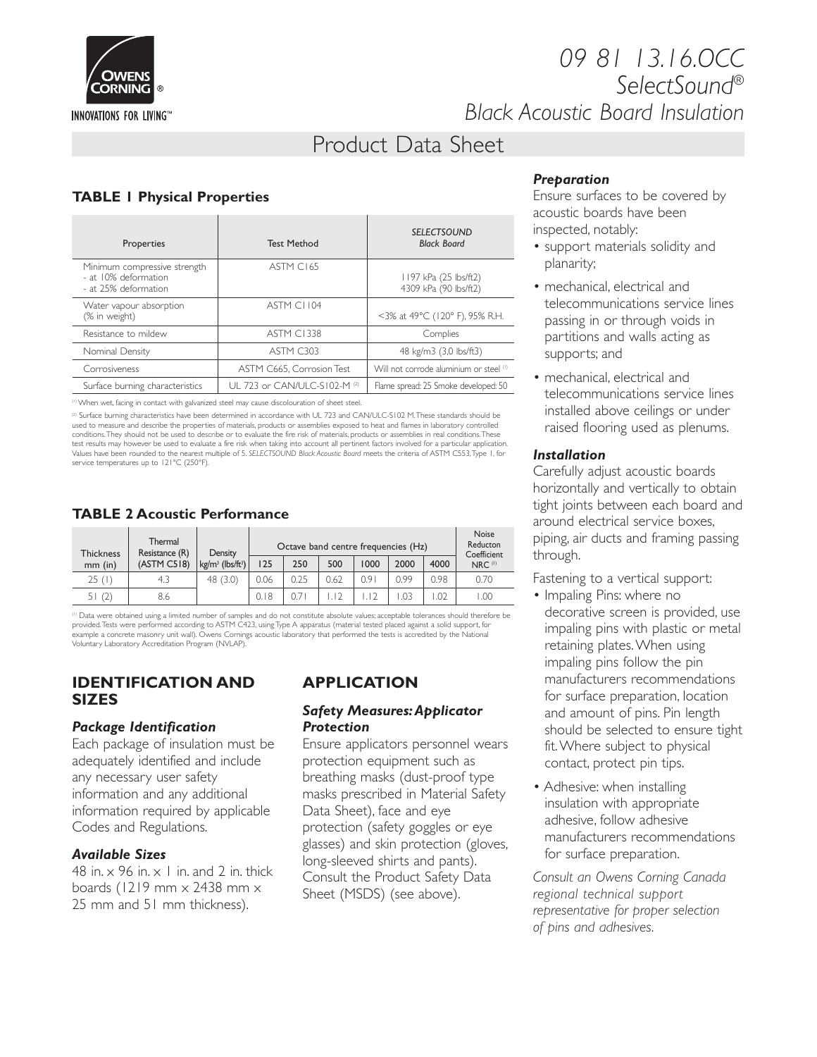# 09 81 13.16.OCC SelectSound® Black Acoustic Board Insulation

## Product Data Sheet

### TABLE 1 Physical Properties

| Properties | Test Method | *SELECTSOUND Black Board* |
|---|---|---|
| Minimum compressive strength - at 10% deformation - at 25% deformation | ASTM C165 | 1197 kPa (25 lbs/ft2) 4309 kPa (90 lbs/ft2) |
| Water vapour absorption (% in weight) | ASTM C1104 | <3% at 49°C (120° F), 95% R.H. |
| Resistance to mildew | ASTM C1338 | Complies |
| Nominal Density | ASTM C303 | 48 kg/m3 (3,0 lbs/ft3) |
| Corrosiveness | ASTM C665, Corrosion Test | Will not corrode aluminium or steel [1] |
| Surface burning characteristics | UL 723 or CAN/ULC-S102-M [2] | Flame spread: 25 Smoke developed: 50 |

[1] When wet, facing in contact with galvanized steel may cause discolouration of sheet steel.

[2] Surface burning characteristics have been determined in accordance with UL 723 and CAN/ULC-S102 M. These standards should be used to measure and describe the properties of materials, products or assemblies exposed to heat and flames in laboratory controlled conditions. They should not be used to describe or to evaluate the fire risk of materials, products or assemblies in real conditions. These test results may however be used to evaluate a fire risk when taking into account all pertinent factors involved for a particular application. Values have been rounded to the nearest multiple of 5. *SELECTSOUND Black Acoustic Board* meets the criteria of ASTM C553, Type 1, for service temperatures up to 121°C (250°F).

### TABLE 2 Acoustic Performance

| Thickness mm (in) | Thermal Resistance (R) (ASTM C518) | Density kg/m³ (lbs/ft³) | Octave band centre frequencies (Hz) | | | | | | Noise Reducton Coefficient NRC [1] |
|---|---|---|---|---|---|---|---|---|---|
| | | | 125 | 250 | 500 | 1000 | 2000 | 4000 | |
| 25 (1) | 4.3 | 48 (3.0) | 0.06 | 0.25 | 0.62 | 0.91 | 0.99 | 0.98 | 0.70 |
| 51 (2) | 8.6 | | 0.18 | 0.71 | 1.12 | 1.12 | 1.03 | 1.02 | 1.00 |

[1] Data were obtained using a limited number of samples and do not constitute absolute values; acceptable tolerances should therefore be provided. Tests were performed according to ASTM C423, using Type A apparatus (material tested placed against a solid support, for example a concrete masonry unit wall). Owens Cornings acoustic laboratory that performed the tests is accredited by the National Voluntary Laboratory Accreditation Program (NVLAP).

## IDENTIFICATION AND SIZES

### *Package Identification*

Each package of insulation must be adequately identified and include any necessary user safety information and any additional information required by applicable Codes and Regulations.

### *Available Sizes*

48 in. x 96 in. x 1 in. and 2 in. thick boards (1219 mm x 2438 mm x 25 mm and 51 mm thickness).

## APPLICATION

### *Safety Measures: Applicator Protection*

Ensure applicators personnel wears protection equipment such as breathing masks (dust-proof type masks prescribed in Material Safety Data Sheet), face and eye protection (safety goggles or eye glasses) and skin protection (gloves, long-sleeved shirts and pants). Consult the Product Safety Data Sheet (MSDS) (see above).

### *Preparation*

Ensure surfaces to be covered by acoustic boards have been inspected, notably:

- support materials solidity and planarity;
- mechanical, electrical and telecommunications service lines passing in or through voids in partitions and walls acting as supports; and
- mechanical, electrical and telecommunications service lines installed above ceilings or under raised flooring used as plenums.

### *Installation*

Carefully adjust acoustic boards horizontally and vertically to obtain tight joints between each board and around electrical service boxes, piping, air ducts and framing passing through.

Fastening to a vertical support:

- Impaling Pins: where no decorative screen is provided, use impaling pins with plastic or metal retaining plates. When using impaling pins follow the pin manufacturers recommendations for surface preparation, location and amount of pins. Pin length should be selected to ensure tight fit. Where subject to physical contact, protect pin tips.
- Adhesive: when installing insulation with appropriate adhesive, follow adhesive manufacturers recommendations for surface preparation.

*Consult an Owens Corning Canada regional technical support representative for proper selection of pins and adhesives.*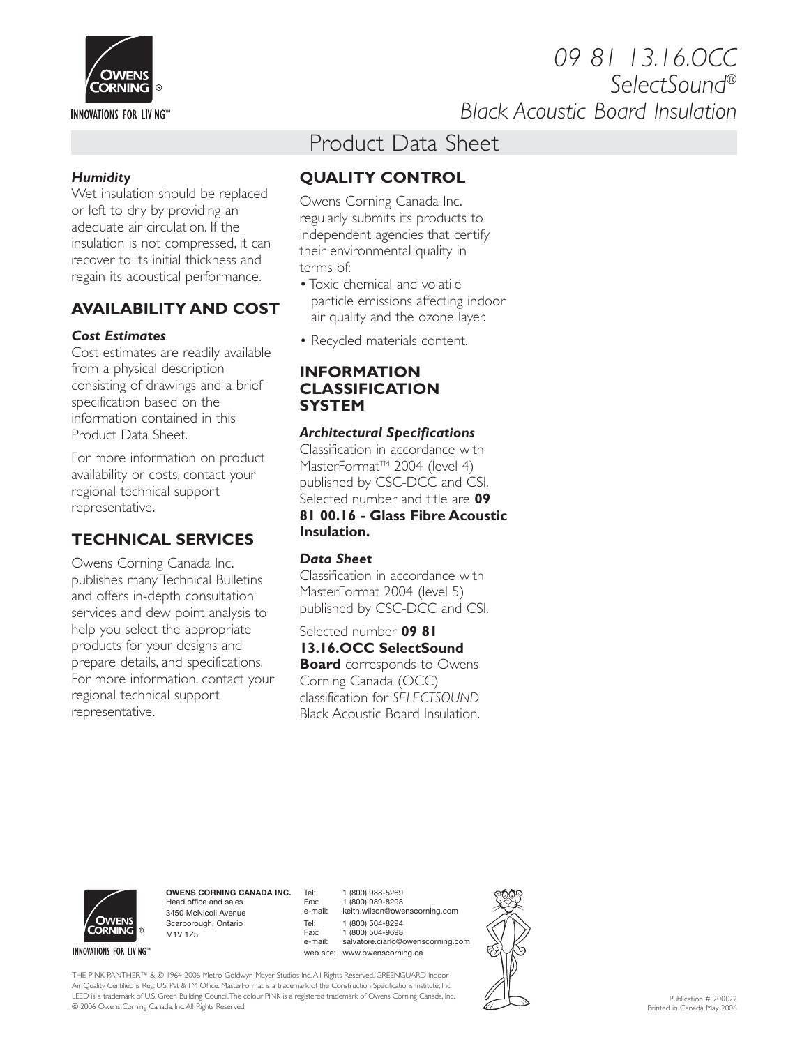# 09 81 13.16.OCC SelectSound® Black Acoustic Board Insulation

## Product Data Sheet

### *Humidity*

Wet insulation should be replaced or left to dry by providing an adequate air circulation. If the insulation is not compressed, it can recover to its initial thickness and regain its acoustical performance.

## AVAILABILITY AND COST

### *Cost Estimates*

Cost estimates are readily available from a physical description consisting of drawings and a brief specification based on the information contained in this Product Data Sheet.

For more information on product availability or costs, contact your regional technical support representative.

## TECHNICAL SERVICES

Owens Corning Canada Inc. publishes many Technical Bulletins and offers in-depth consultation services and dew point analysis to help you select the appropriate products for your designs and prepare details, and specifications. For more information, contact your regional technical support representative.

## QUALITY CONTROL

Owens Corning Canada Inc. regularly submits its products to independent agencies that certify their environmental quality in terms of:

- Toxic chemical and volatile particle emissions affecting indoor air quality and the ozone layer.
- Recycled materials content.

## INFORMATION CLASSIFICATION SYSTEM

### *Architectural Specifications*

Classification in accordance with MasterFormat™ 2004 (level 4) published by CSC-DCC and CSI. Selected number and title are **09 81 00.16 - Glass Fibre Acoustic Insulation.**

### *Data Sheet*

Classification in accordance with MasterFormat 2004 (level 5) published by CSC-DCC and CSI.

Selected number **09 81 13.16.OCC SelectSound Board** corresponds to Owens Corning Canada (OCC) classification for *SELECTSOUND* Black Acoustic Board Insulation.

**OWENS CORNING CANADA INC.**
Head office and sales
3450 McNicoll Avenue
Scarborough, Ontario
M1V 1Z5

Tel: 1 (800) 988-5269
Fax: 1 (800) 989-8298
e-mail: keith.wilson@owenscorning.com
Tel: 1 (800) 504-8294
Fax: 1 (800) 504-9698
e-mail: salvatore.ciarlo@owenscorning.com
web site: www.owenscorning.ca

THE PINK PANTHER™ & © 1964-2006 Metro-Goldwyn-Mayer Studios Inc. All Rights Reserved. GREENGUARD Indoor Air Quality Certified is Reg. U.S. Pat & TM Office. MasterFormat is a trademark of the Construction Specifications Institute, Inc. LEED is a trademark of U.S. Green Building Council. The colour PINK is a registered trademark of Owens Corning Canada, Inc. © 2006 Owens Corning Canada, Inc. All Rights Reserved.

Publication # 200022
Printed in Canada May 2006